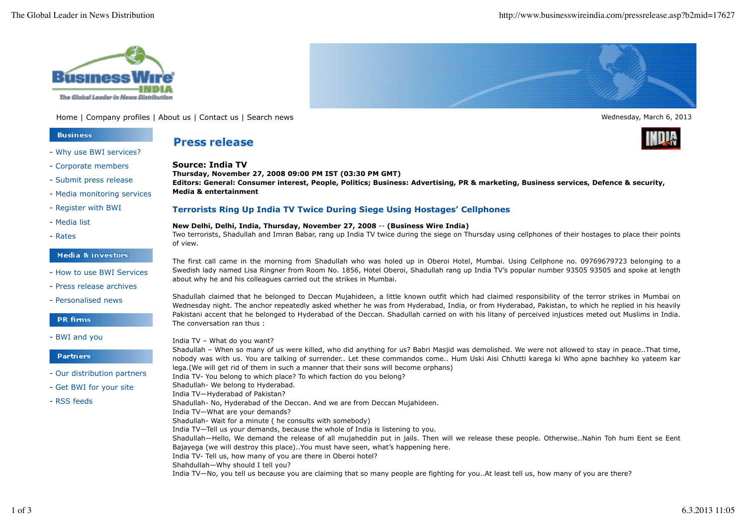Home | Company profiles | About us | Contact us | Search news

Wednesday, March 6, 2013

**Business**

- Why use BWI services?
- Corporate members
- Submit press release
- Media monitoring services
- Register with BWI
- Media list
- Rates

**Media & investors**

- How to use BWI Services
- Press release archives
- Personalised news

**PR firms**

- BWI and you

**Partners**

- Our distribution partners
- Get BWI for your site
- RSS feeds

# Press release

**Source: India TV**
**Thursday, November 27, 2008 09:00 PM IST (03:30 PM GMT)**
**Editors: General: Consumer interest, People, Politics; Business: Advertising, PR & marketing, Business services, Defence & security, Media & entertainment**

## Terrorists Ring Up India TV Twice During Siege Using Hostages' Cellphones

**New Delhi, Delhi, India, Thursday, November 27, 2008** -- **(Business Wire India)**
Two terrorists, Shadullah and Imran Babar, rang up India TV twice during the siege on Thursday using cellphones of their hostages to place their points of view.

The first call came in the morning from Shadullah who was holed up in Oberoi Hotel, Mumbai. Using Cellphone no. 09769679723 belonging to a Swedish lady named Lisa Ringner from Room No. 1856, Hotel Oberoi, Shadullah rang up India TV's popular number 93505 93505 and spoke at length about why he and his colleagues carried out the strikes in Mumbai.

Shadullah claimed that he belonged to Deccan Mujahideen, a little known outfit which had claimed responsibility of the terror strikes in Mumbai on Wednesday night. The anchor repeatedly asked whether he was from Hyderabad, India, or from Hyderabad, Pakistan, to which he replied in his heavily Pakistani accent that he belonged to Hyderabad of the Deccan. Shadullah carried on with his litany of perceived injustices meted out Muslims in India. The conversation ran thus :

India TV – What do you want?
Shadullah – When so many of us were killed, who did anything for us? Babri Masjid was demolished. We were not allowed to stay in peace..That time, nobody was with us. You are talking of surrender.. Let these commandos come.. Hum Uski Aisi Chhutti karega ki Who apne bachhey ko yateem kar lega.(We will get rid of them in such a manner that their sons will become orphans)
India TV- You belong to which place? To which faction do you belong?
Shadullah- We belong to Hyderabad.
India TV—Hyderabad of Pakistan?
Shadullah- No, Hyderabad of the Deccan. And we are from Deccan Mujahideen.
India TV—What are your demands?
Shadullah- Wait for a minute ( he consults with somebody)
India TV—Tell us your demands, because the whole of India is listening to you.
Shadullah—Hello, We demand the release of all mujaheddin put in jails. Then will we release these people. Otherwise..Nahin Toh hum Eent se Eent Bajayega (we will destroy this place)..You must have seen, what's happening here.
India TV- Tell us, how many of you are there in Oberoi hotel?
Shahdullah—Why should I tell you?
India TV—No, you tell us because you are claiming that so many people are fighting for you..At least tell us, how many of you are there?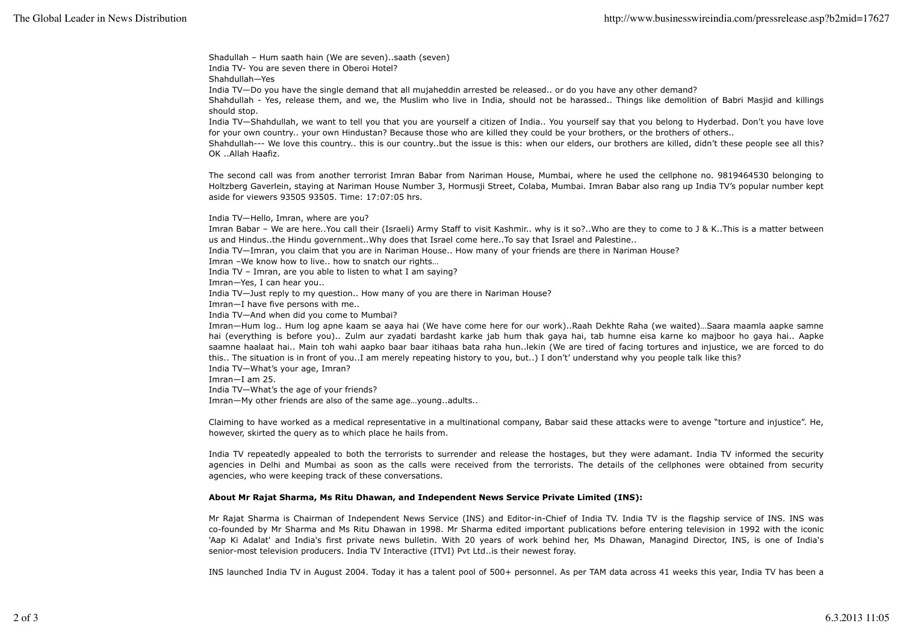Shadullah – Hum saath hain (We are seven)..saath (seven)
India TV- You are seven there in Oberoi Hotel?
Shahdullah—Yes
India TV—Do you have the single demand that all mujaheddin arrested be released.. or do you have any other demand?
Shahdullah - Yes, release them, and we, the Muslim who live in India, should not be harassed.. Things like demolition of Babri Masjid and killings should stop.
India TV—Shahdullah, we want to tell you that you are yourself a citizen of India.. You yourself say that you belong to Hyderbad. Don't you have love for your own country.. your own Hindustan? Because those who are killed they could be your brothers, or the brothers of others..
Shahdullah--- We love this country.. this is our country..but the issue is this: when our elders, our brothers are killed, didn't these people see all this? OK ..Allah Haafiz.

The second call was from another terrorist Imran Babar from Nariman House, Mumbai, where he used the cellphone no. 9819464530 belonging to Holtzberg Gaverlein, staying at Nariman House Number 3, Hormusji Street, Colaba, Mumbai. Imran Babar also rang up India TV's popular number kept aside for viewers 93505 93505. Time: 17:07:05 hrs.

India TV—Hello, Imran, where are you?
Imran Babar – We are here..You call their (Israeli) Army Staff to visit Kashmir.. why is it so?..Who are they to come to J & K..This is a matter between us and Hindus..the Hindu government..Why does that Israel come here..To say that Israel and Palestine..
India TV—Imran, you claim that you are in Nariman House.. How many of your friends are there in Nariman House?
Imran –We know how to live.. how to snatch our rights…
India TV – Imran, are you able to listen to what I am saying?
Imran—Yes, I can hear you..
India TV—Just reply to my question.. How many of you are there in Nariman House?
Imran—I have five persons with me..
India TV—And when did you come to Mumbai?
Imran—Hum log.. Hum log apne kaam se aaya hai (We have come here for our work)..Raah Dekhte Raha (we waited)…Saara maamla aapke samne hai (everything is before you).. Zulm aur zyadati bardasht karke jab hum thak gaya hai, tab humne eisa karne ko majboor ho gaya hai.. Aapke saamne haalaat hai.. Main toh wahi aapko baar baar itihaas bata raha hun..lekin (We are tired of facing tortures and injustice, we are forced to do this.. The situation is in front of you..I am merely repeating history to you, but..) I don't' understand why you people talk like this?
India TV—What's your age, Imran?
Imran—I am 25.
India TV—What's the age of your friends?
Imran—My other friends are also of the same age…young..adults..

Claiming to have worked as a medical representative in a multinational company, Babar said these attacks were to avenge "torture and injustice". He, however, skirted the query as to which place he hails from.

India TV repeatedly appealed to both the terrorists to surrender and release the hostages, but they were adamant. India TV informed the security agencies in Delhi and Mumbai as soon as the calls were received from the terrorists. The details of the cellphones were obtained from security agencies, who were keeping track of these conversations.

**About Mr Rajat Sharma, Ms Ritu Dhawan, and Independent News Service Private Limited (INS):**

Mr Rajat Sharma is Chairman of Independent News Service (INS) and Editor-in-Chief of India TV. India TV is the flagship service of INS. INS was co-founded by Mr Sharma and Ms Ritu Dhawan in 1998. Mr Sharma edited important publications before entering television in 1992 with the iconic 'Aap Ki Adalat' and India's first private news bulletin. With 20 years of work behind her, Ms Dhawan, Managind Director, INS, is one of India's senior-most television producers. India TV Interactive (ITVI) Pvt Ltd..is their newest foray.

INS launched India TV in August 2004. Today it has a talent pool of 500+ personnel. As per TAM data across 41 weeks this year, India TV has been a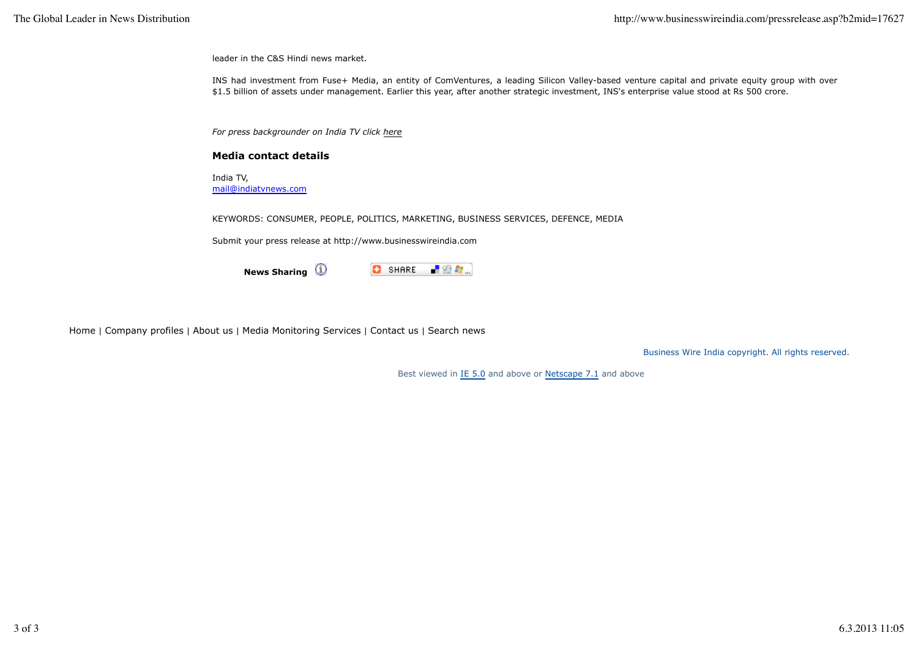leader in the C&S Hindi news market.

INS had investment from Fuse+ Media, an entity of ComVentures, a leading Silicon Valley-based venture capital and private equity group with over $1.5 billion of assets under management. Earlier this year, after another strategic investment, INS's enterprise value stood at Rs 500 crore.

*For press backgrounder on India TV click here*

### Media contact details

India TV,
mail@indiatvnews.com

KEYWORDS: CONSUMER, PEOPLE, POLITICS, MARKETING, BUSINESS SERVICES, DEFENCE, MEDIA

Submit your press release at http://www.businesswireindia.com

**News Sharing** SHARE

Home | Company profiles | About us | Media Monitoring Services | Contact us | Search news

Business Wire India copyright. All rights reserved.

Best viewed in IE 5.0 and above or Netscape 7.1 and above